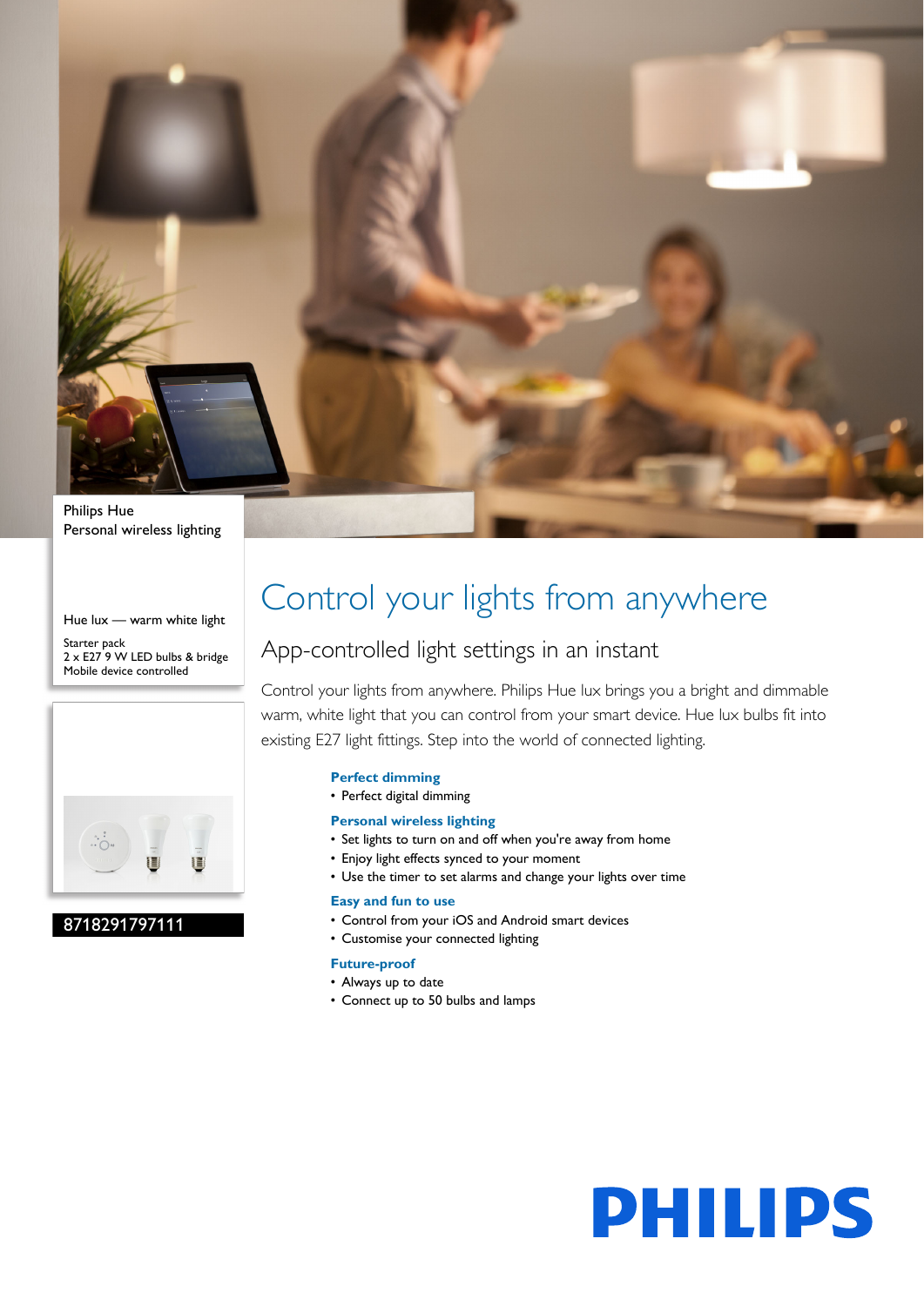Philips Hue
Personal wireless lighting

Hue lux — warm white light

Starter pack
2 x E27 9 W LED bulbs & bridge
Mobile device controlled

8718291797111

# Control your lights from anywhere

## App-controlled light settings in an instant

Control your lights from anywhere. Philips Hue lux brings you a bright and dimmable warm, white light that you can control from your smart device. Hue lux bulbs fit into existing E27 light fittings. Step into the world of connected lighting.

**Perfect dimming**

- Perfect digital dimming

**Personal wireless lighting**

- Set lights to turn on and off when you're away from home
- Enjoy light effects synced to your moment
- Use the timer to set alarms and change your lights over time

**Easy and fun to use**

- Control from your iOS and Android smart devices
- Customise your connected lighting

**Future-proof**

- Always up to date
- Connect up to 50 bulbs and lamps

PHILIPS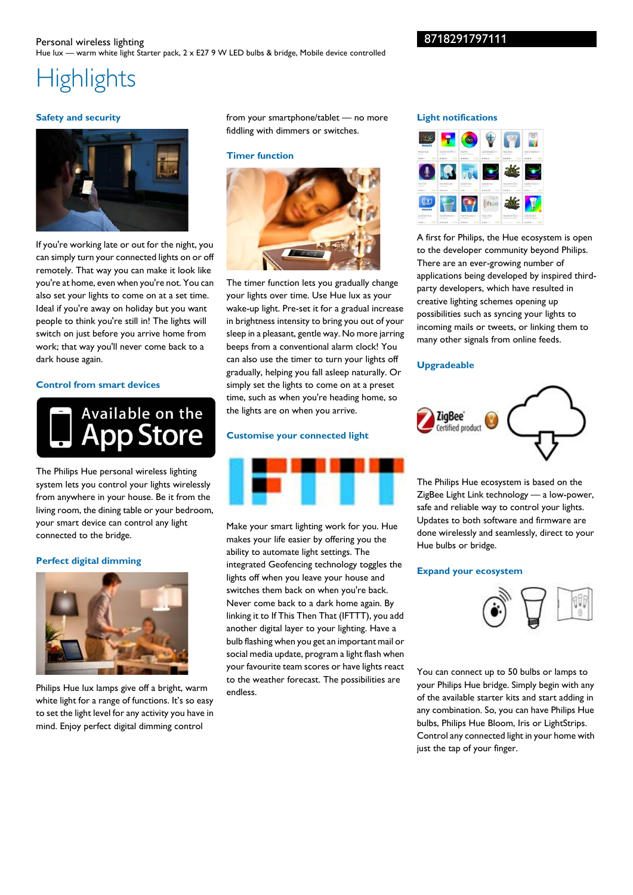Personal wireless lighting
Hue lux — warm white light Starter pack, 2 x E27 9 W LED bulbs & bridge, Mobile device controlled

8718291797111

# Highlights

### Safety and security

If you're working late or out for the night, you can simply turn your connected lights on or off remotely. That way you can make it look like you're at home, even when you're not. You can also set your lights to come on at a set time. Ideal if you're away on holiday but you want people to think you're still in! The lights will switch on just before you arrive home from work; that way you'll never come back to a dark house again.

### Control from smart devices

The Philips Hue personal wireless lighting system lets you control your lights wirelessly from anywhere in your house. Be it from the living room, the dining table or your bedroom, your smart device can control any light connected to the bridge.

### Perfect digital dimming

Philips Hue lux lamps give off a bright, warm white light for a range of functions. It's so easy to set the light level for any activity you have in mind. Enjoy perfect digital dimming control from your smartphone/tablet — no more fiddling with dimmers or switches.

### Timer function

The timer function lets you gradually change your lights over time. Use Hue lux as your wake-up light. Pre-set it for a gradual increase in brightness intensity to bring you out of your sleep in a pleasant, gentle way. No more jarring beeps from a conventional alarm clock! You can also use the timer to turn your lights off gradually, helping you fall asleep naturally. Or simply set the lights to come on at a preset time, such as when you're heading home, so the lights are on when you arrive.

### Customise your connected light

Make your smart lighting work for you. Hue makes your life easier by offering you the ability to automate light settings. The integrated Geofencing technology toggles the lights off when you leave your house and switches them back on when you're back. Never come back to a dark home again. By linking it to If This Then That (IFTTT), you add another digital layer to your lighting. Have a bulb flashing when you get an important mail or social media update, program a light flash when your favourite team scores or have lights react to the weather forecast. The possibilities are endless.

### Light notifications

A first for Philips, the Hue ecosystem is open to the developer community beyond Philips. There are an ever-growing number of applications being developed by inspired third-party developers, which have resulted in creative lighting schemes opening up possibilities such as syncing your lights to incoming mails or tweets, or linking them to many other signals from online feeds.

### Upgradeable

The Philips Hue ecosystem is based on the ZigBee Light Link technology — a low-power, safe and reliable way to control your lights. Updates to both software and firmware are done wirelessly and seamlessly, direct to your Hue bulbs or bridge.

### Expand your ecosystem

You can connect up to 50 bulbs or lamps to your Philips Hue bridge. Simply begin with any of the available starter kits and start adding in any combination. So, you can have Philips Hue bulbs, Philips Hue Bloom, Iris or LightStrips. Control any connected light in your home with just the tap of your finger.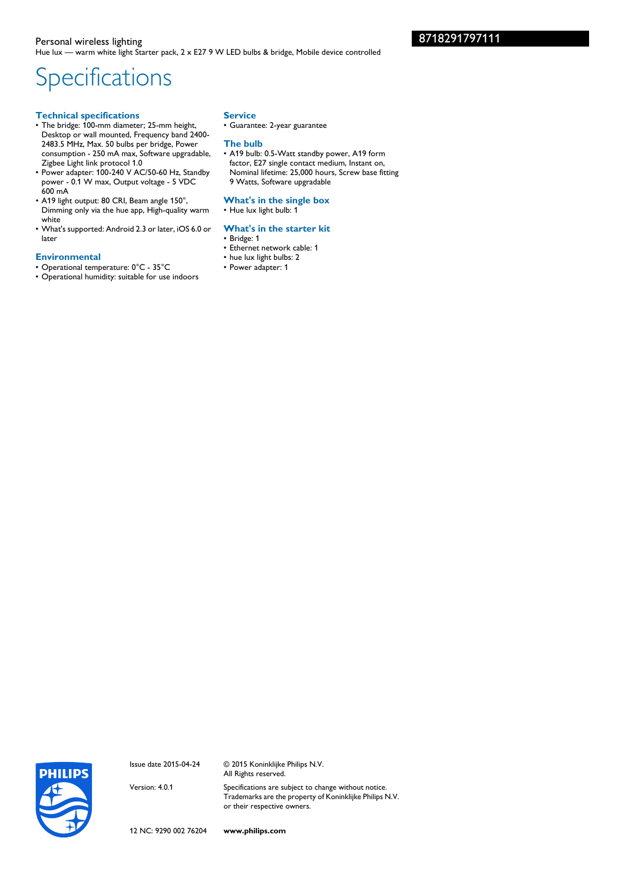Personal wireless lighting

Hue lux — warm white light Starter pack, 2 x E27 9 W LED bulbs & bridge, Mobile device controlled

8718291797111

# Specifications

### Technical specifications

- The bridge: 100-mm diameter; 25-mm height, Desktop or wall mounted, Frequency band 2400-2483.5 MHz, Max. 50 bulbs per bridge, Power consumption - 250 mA max, Software upgradable, Zigbee Light link protocol 1.0
- Power adapter: 100-240 V AC/50-60 Hz, Standby power - 0.1 W max, Output voltage - 5 VDC 600 mA
- A19 light output: 80 CRI, Beam angle 150°, Dimming only via the hue app, High-quality warm white
- What's supported: Android 2.3 or later, iOS 6.0 or later

### Environmental

- Operational temperature: 0°C - 35°C
- Operational humidity: suitable for use indoors

### Service

- Guarantee: 2-year guarantee

### The bulb

- A19 bulb: 0.5-Watt standby power, A19 form factor, E27 single contact medium, Instant on, Nominal lifetime: 25,000 hours, Screw base fitting 9 Watts, Software upgradable

### What's in the single box

- Hue lux light bulb: 1

### What's in the starter kit

- Bridge: 1
- Ethernet network cable: 1
- hue lux light bulbs: 2
- Power adapter: 1

Issue date 2015-04-24

Version: 4.0.1

12 NC: 9290 002 76204

© 2015 Koninklijke Philips N.V.
All Rights reserved.

Specifications are subject to change without notice. Trademarks are the property of Koninklijke Philips N.V. or their respective owners.

**www.philips.com**